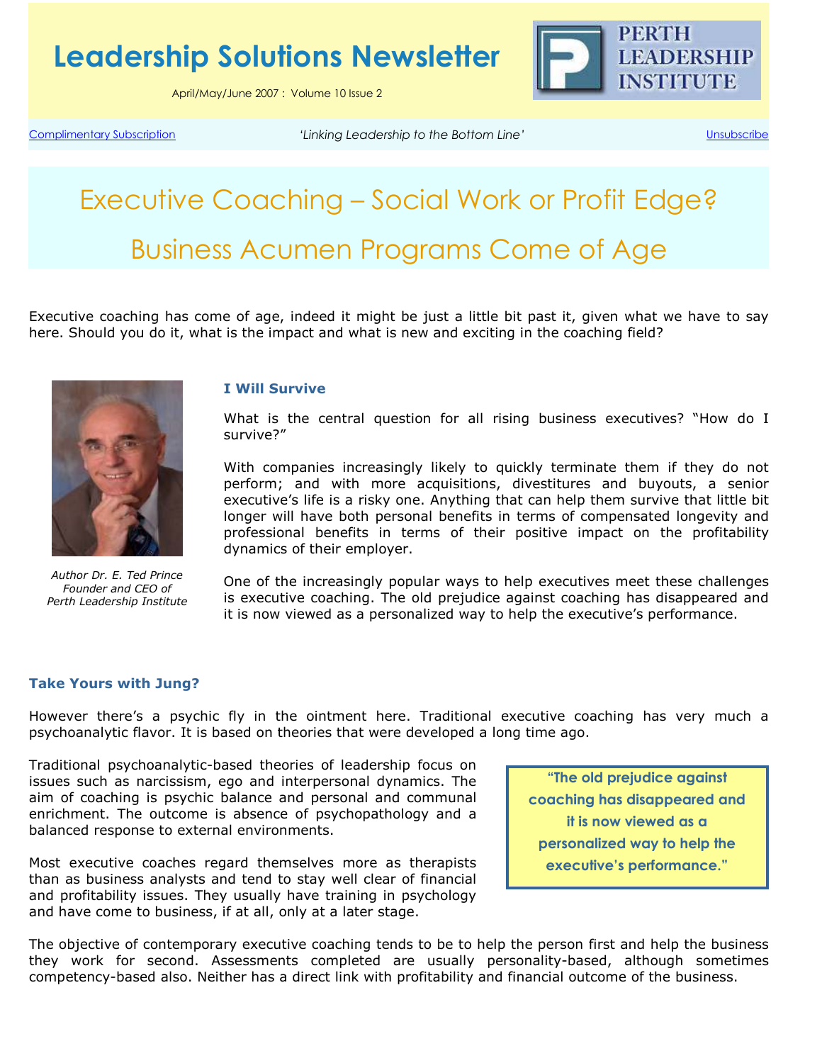# Leadership Solutions Newsletter

April/May/June 2007 : Volume 10 Issue 2

PERTH LEADERSHIP INSTITUTE

Complimentary Subscription | *'Linking Leadership to the Bottom Line'* | Unsubscribe

## Executive Coaching – Social Work or Profit Edge?

## Business Acumen Programs Come of Age

Executive coaching has come of age, indeed it might be just a little bit past it, given what we have to say here. Should you do it, what is the impact and what is new and exciting in the coaching field?

*Author Dr. E. Ted Prince*
*Founder and CEO of*
*Perth Leadership Institute*

### I Will Survive

What is the central question for all rising business executives? "How do I survive?"

With companies increasingly likely to quickly terminate them if they do not perform; and with more acquisitions, divestitures and buyouts, a senior executive's life is a risky one. Anything that can help them survive that little bit longer will have both personal benefits in terms of compensated longevity and professional benefits in terms of their positive impact on the profitability dynamics of their employer.

One of the increasingly popular ways to help executives meet these challenges is executive coaching. The old prejudice against coaching has disappeared and it is now viewed as a personalized way to help the executive's performance.

### Take Yours with Jung?

However there's a psychic fly in the ointment here. Traditional executive coaching has very much a psychoanalytic flavor. It is based on theories that were developed a long time ago.

Traditional psychoanalytic-based theories of leadership focus on issues such as narcissism, ego and interpersonal dynamics. The aim of coaching is psychic balance and personal and communal enrichment. The outcome is absence of psychopathology and a balanced response to external environments.

> **"The old prejudice against coaching has disappeared and it is now viewed as a personalized way to help the executive's performance."**

Most executive coaches regard themselves more as therapists than as business analysts and tend to stay well clear of financial and profitability issues. They usually have training in psychology and have come to business, if at all, only at a later stage.

The objective of contemporary executive coaching tends to be to help the person first and help the business they work for second. Assessments completed are usually personality-based, although sometimes competency-based also. Neither has a direct link with profitability and financial outcome of the business.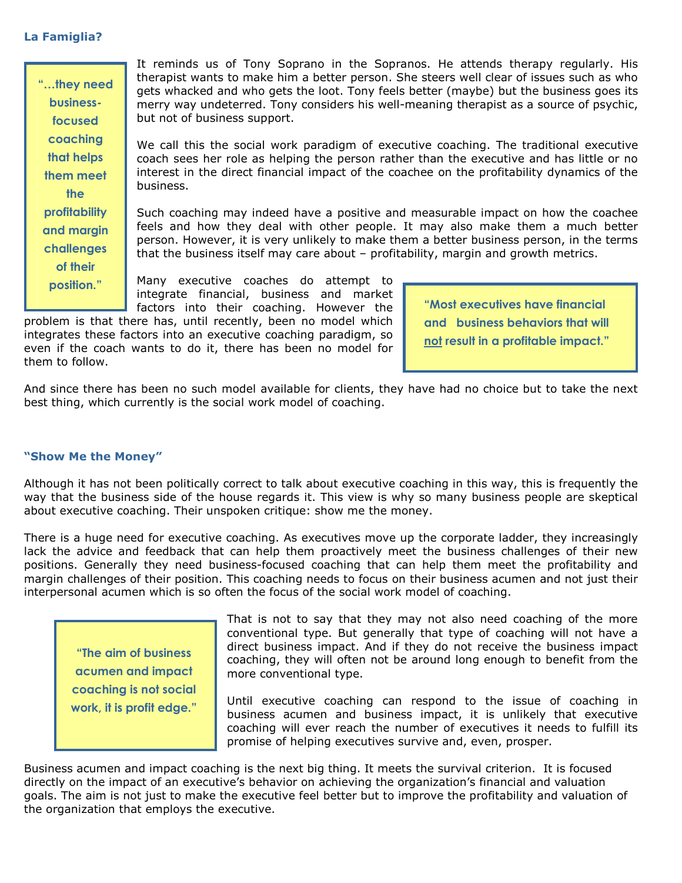### La Famiglia?

> "…they need business-focused coaching that helps them meet the profitability and margin challenges of their position."

It reminds us of Tony Soprano in the Sopranos. He attends therapy regularly. His therapist wants to make him a better person. She steers well clear of issues such as who gets whacked and who gets the loot. Tony feels better (maybe) but the business goes its merry way undeterred. Tony considers his well-meaning therapist as a source of psychic, but not of business support.

We call this the social work paradigm of executive coaching. The traditional executive coach sees her role as helping the person rather than the executive and has little or no interest in the direct financial impact of the coachee on the profitability dynamics of the business.

Such coaching may indeed have a positive and measurable impact on how the coachee feels and how they deal with other people. It may also make them a much better person. However, it is very unlikely to make them a better business person, in the terms that the business itself may care about – profitability, margin and growth metrics.

Many executive coaches do attempt to integrate financial, business and market factors into their coaching. However the problem is that there has, until recently, been no model which integrates these factors into an executive coaching paradigm, so even if the coach wants to do it, there has been no model for them to follow.

> "Most executives have financial and business behaviors that will <u>not</u> result in a profitable impact."

And since there has been no such model available for clients, they have had no choice but to take the next best thing, which currently is the social work model of coaching.

### "Show Me the Money"

Although it has not been politically correct to talk about executive coaching in this way, this is frequently the way that the business side of the house regards it. This view is why so many business people are skeptical about executive coaching. Their unspoken critique: show me the money.

There is a huge need for executive coaching. As executives move up the corporate ladder, they increasingly lack the advice and feedback that can help them proactively meet the business challenges of their new positions. Generally they need business-focused coaching that can help them meet the profitability and margin challenges of their position. This coaching needs to focus on their business acumen and not just their interpersonal acumen which is so often the focus of the social work model of coaching.

> "The aim of business acumen and impact coaching is not social work, it is profit edge."

That is not to say that they may not also need coaching of the more conventional type. But generally that type of coaching will not have a direct business impact. And if they do not receive the business impact coaching, they will often not be around long enough to benefit from the more conventional type.

Until executive coaching can respond to the issue of coaching in business acumen and business impact, it is unlikely that executive coaching will ever reach the number of executives it needs to fulfill its promise of helping executives survive and, even, prosper.

Business acumen and impact coaching is the next big thing. It meets the survival criterion. It is focused directly on the impact of an executive's behavior on achieving the organization's financial and valuation goals. The aim is not just to make the executive feel better but to improve the profitability and valuation of the organization that employs the executive.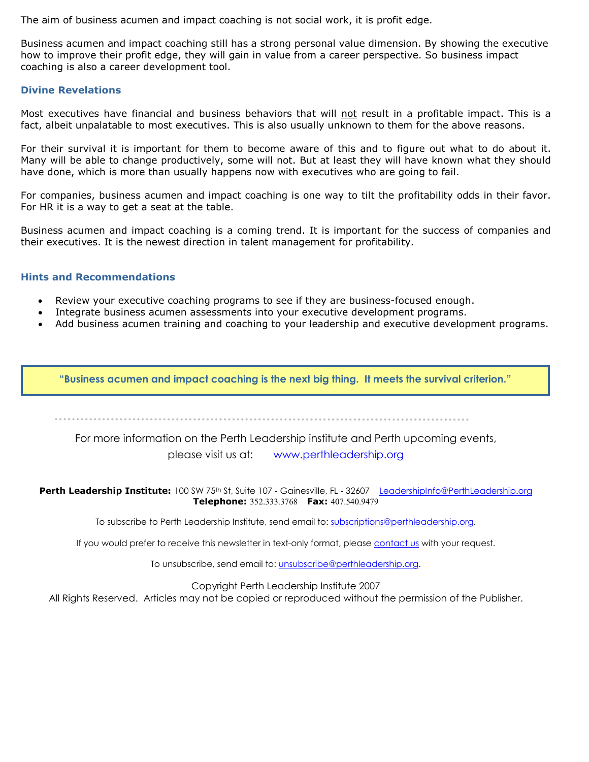The aim of business acumen and impact coaching is not social work, it is profit edge.

Business acumen and impact coaching still has a strong personal value dimension. By showing the executive how to improve their profit edge, they will gain in value from a career perspective. So business impact coaching is also a career development tool.

### Divine Revelations

Most executives have financial and business behaviors that will not result in a profitable impact. This is a fact, albeit unpalatable to most executives. This is also usually unknown to them for the above reasons.

For their survival it is important for them to become aware of this and to figure out what to do about it. Many will be able to change productively, some will not. But at least they will have known what they should have done, which is more than usually happens now with executives who are going to fail.

For companies, business acumen and impact coaching is one way to tilt the profitability odds in their favor. For HR it is a way to get a seat at the table.

Business acumen and impact coaching is a coming trend. It is important for the success of companies and their executives. It is the newest direction in talent management for profitability.

### Hints and Recommendations

- Review your executive coaching programs to see if they are business-focused enough.
- Integrate business acumen assessments into your executive development programs.
- Add business acumen training and coaching to your leadership and executive development programs.

**"Business acumen and impact coaching is the next big thing. It meets the survival criterion."**

For more information on the Perth Leadership institute and Perth upcoming events, please visit us at: www.perthleadership.org

**Perth Leadership Institute:** 100 SW 75th St, Suite 107 - Gainesville, FL - 32607 LeadershipInfo@PerthLeadership.org
**Telephone:** 352.333.3768 **Fax:** 407.540.9479

To subscribe to Perth Leadership Institute, send email to: subscriptions@perthleadership.org.

If you would prefer to receive this newsletter in text-only format, please contact us with your request.

To unsubscribe, send email to: unsubscribe@perthleadership.org.

Copyright Perth Leadership Institute 2007
All Rights Reserved. Articles may not be copied or reproduced without the permission of the Publisher.